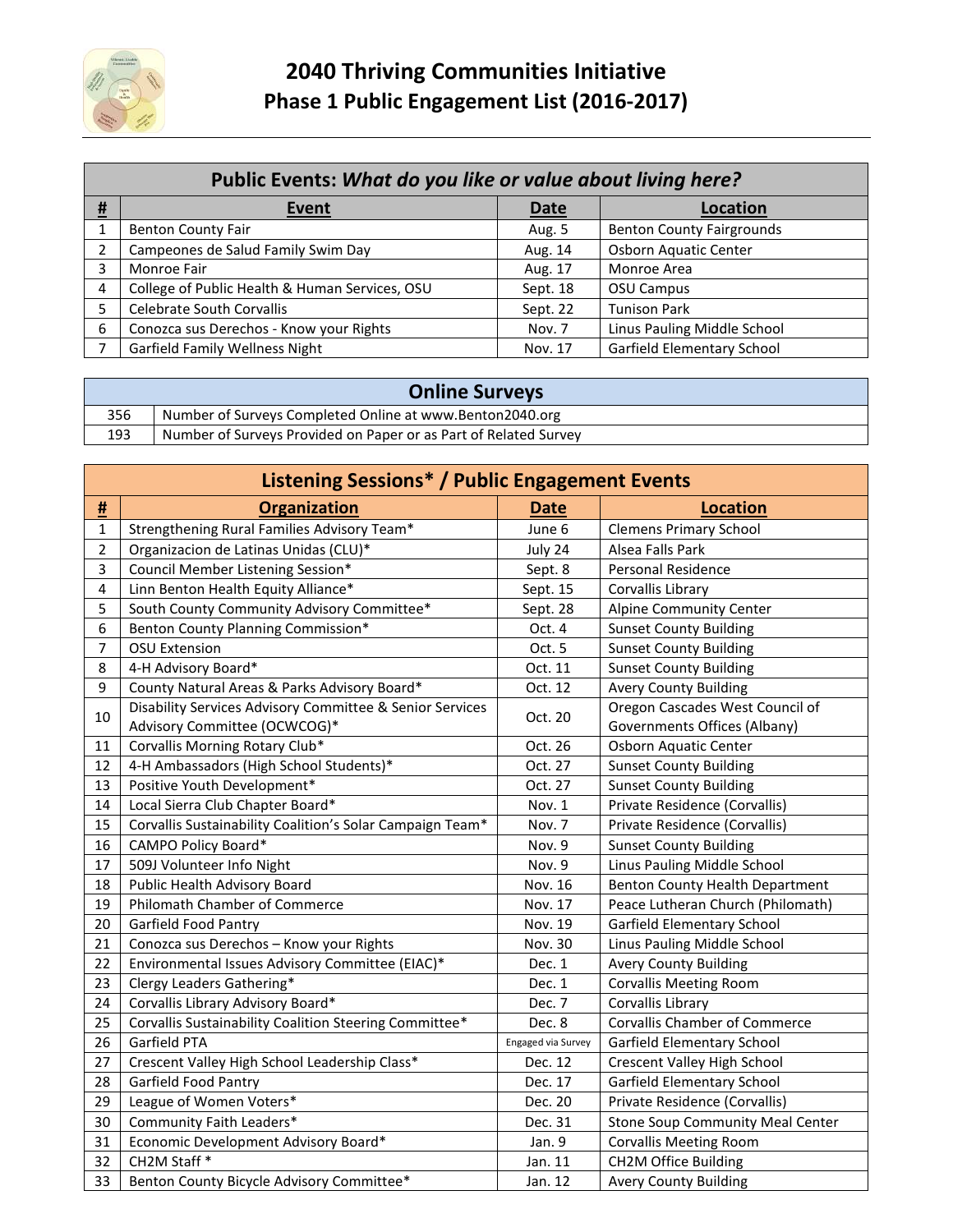# 2040 Thriving Communities Initiative
## Phase 1 Public Engagement List (2016-2017)

| Public Events: *What do you like or value about living here?* | | | |
|---|---|---|---|
| **#** | **Event** | **Date** | **Location** |
| 1 | Benton County Fair | Aug. 5 | Benton County Fairgrounds |
| 2 | Campeones de Salud Family Swim Day | Aug. 14 | Osborn Aquatic Center |
| 3 | Monroe Fair | Aug. 17 | Monroe Area |
| 4 | College of Public Health & Human Services, OSU | Sept. 18 | OSU Campus |
| 5 | Celebrate South Corvallis | Sept. 22 | Tunison Park |
| 6 | Conozca sus Derechos - Know your Rights | Nov. 7 | Linus Pauling Middle School |
| 7 | Garfield Family Wellness Night | Nov. 17 | Garfield Elementary School |

| Online Surveys | |
|---|---|
| 356 | Number of Surveys Completed Online at www.Benton2040.org |
| 193 | Number of Surveys Provided on Paper or as Part of Related Survey |

| Listening Sessions* / Public Engagement Events | | | |
|---|---|---|---|
| **#** | **Organization** | **Date** | **Location** |
| 1 | Strengthening Rural Families Advisory Team* | June 6 | Clemens Primary School |
| 2 | Organizacion de Latinas Unidas (CLU)* | July 24 | Alsea Falls Park |
| 3 | Council Member Listening Session* | Sept. 8 | Personal Residence |
| 4 | Linn Benton Health Equity Alliance* | Sept. 15 | Corvallis Library |
| 5 | South County Community Advisory Committee* | Sept. 28 | Alpine Community Center |
| 6 | Benton County Planning Commission* | Oct. 4 | Sunset County Building |
| 7 | OSU Extension | Oct. 5 | Sunset County Building |
| 8 | 4-H Advisory Board* | Oct. 11 | Sunset County Building |
| 9 | County Natural Areas & Parks Advisory Board* | Oct. 12 | Avery County Building |
| 10 | Disability Services Advisory Committee & Senior Services Advisory Committee (OCWCOG)* | Oct. 20 | Oregon Cascades West Council of Governments Offices (Albany) |
| 11 | Corvallis Morning Rotary Club* | Oct. 26 | Osborn Aquatic Center |
| 12 | 4-H Ambassadors (High School Students)* | Oct. 27 | Sunset County Building |
| 13 | Positive Youth Development* | Oct. 27 | Sunset County Building |
| 14 | Local Sierra Club Chapter Board* | Nov. 1 | Private Residence (Corvallis) |
| 15 | Corvallis Sustainability Coalition's Solar Campaign Team* | Nov. 7 | Private Residence (Corvallis) |
| 16 | CAMPO Policy Board* | Nov. 9 | Sunset County Building |
| 17 | 509J Volunteer Info Night | Nov. 9 | Linus Pauling Middle School |
| 18 | Public Health Advisory Board | Nov. 16 | Benton County Health Department |
| 19 | Philomath Chamber of Commerce | Nov. 17 | Peace Lutheran Church (Philomath) |
| 20 | Garfield Food Pantry | Nov. 19 | Garfield Elementary School |
| 21 | Conozca sus Derechos – Know your Rights | Nov. 30 | Linus Pauling Middle School |
| 22 | Environmental Issues Advisory Committee (EIAC)* | Dec. 1 | Avery County Building |
| 23 | Clergy Leaders Gathering* | Dec. 1 | Corvallis Meeting Room |
| 24 | Corvallis Library Advisory Board* | Dec. 7 | Corvallis Library |
| 25 | Corvallis Sustainability Coalition Steering Committee* | Dec. 8 | Corvallis Chamber of Commerce |
| 26 | Garfield PTA | Engaged via Survey | Garfield Elementary School |
| 27 | Crescent Valley High School Leadership Class* | Dec. 12 | Crescent Valley High School |
| 28 | Garfield Food Pantry | Dec. 17 | Garfield Elementary School |
| 29 | League of Women Voters* | Dec. 20 | Private Residence (Corvallis) |
| 30 | Community Faith Leaders* | Dec. 31 | Stone Soup Community Meal Center |
| 31 | Economic Development Advisory Board* | Jan. 9 | Corvallis Meeting Room |
| 32 | CH2M Staff * | Jan. 11 | CH2M Office Building |
| 33 | Benton County Bicycle Advisory Committee* | Jan. 12 | Avery County Building |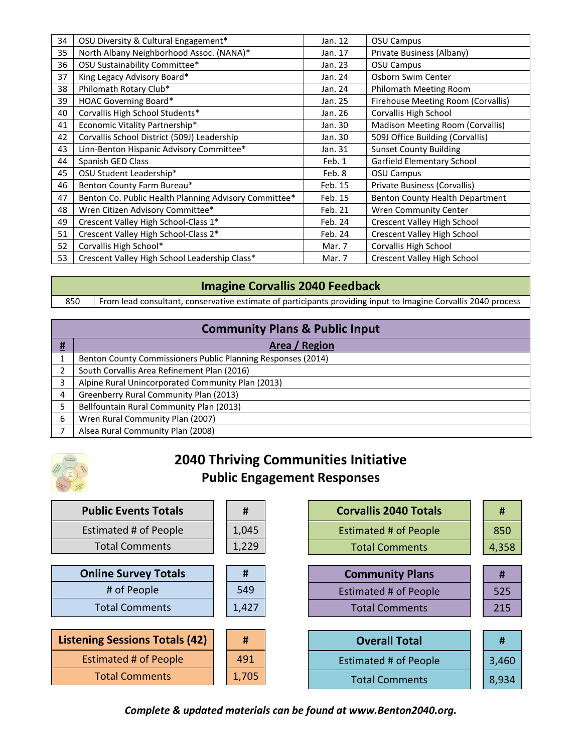| | | | |
|---|---|---|---|
| 34 | OSU Diversity & Cultural Engagement* | Jan. 12 | OSU Campus |
| 35 | North Albany Neighborhood Assoc. (NANA)* | Jan. 17 | Private Business (Albany) |
| 36 | OSU Sustainability Committee* | Jan. 23 | OSU Campus |
| 37 | King Legacy Advisory Board* | Jan. 24 | Osborn Swim Center |
| 38 | Philomath Rotary Club* | Jan. 24 | Philomath Meeting Room |
| 39 | HOAC Governing Board* | Jan. 25 | Firehouse Meeting Room (Corvallis) |
| 40 | Corvallis High School Students* | Jan. 26 | Corvallis High School |
| 41 | Economic Vitality Partnership* | Jan. 30 | Madison Meeting Room (Corvallis) |
| 42 | Corvallis School District (509J) Leadership | Jan. 30 | 509J Office Building (Corvallis) |
| 43 | Linn-Benton Hispanic Advisory Committee* | Jan. 31 | Sunset County Building |
| 44 | Spanish GED Class | Feb. 1 | Garfield Elementary School |
| 45 | OSU Student Leadership* | Feb. 8 | OSU Campus |
| 46 | Benton County Farm Bureau* | Feb. 15 | Private Business (Corvallis) |
| 47 | Benton Co. Public Health Planning Advisory Committee* | Feb. 15 | Benton County Health Department |
| 48 | Wren Citizen Advisory Committee* | Feb. 21 | Wren Community Center |
| 49 | Crescent Valley High School-Class 1* | Feb. 24 | Crescent Valley High School |
| 51 | Crescent Valley High School-Class 2* | Feb. 24 | Crescent Valley High School |
| 52 | Corvallis High School* | Mar. 7 | Corvallis High School |
| 53 | Crescent Valley High School Leadership Class* | Mar. 7 | Crescent Valley High School |

| Imagine Corvallis 2040 Feedback | |
|---|---|
| 850 | From lead consultant, conservative estimate of participants providing input to Imagine Corvallis 2040 process |

**Community Plans & Public Input**

| # | Area / Region |
|---|---|
| 1 | Benton County Commissioners Public Planning Responses (2014) |
| 2 | South Corvallis Area Refinement Plan (2016) |
| 3 | Alpine Rural Unincorporated Community Plan (2013) |
| 4 | Greenberry Rural Community Plan (2013) |
| 5 | Bellfountain Rural Community Plan (2013) |
| 6 | Wren Rural Community Plan (2007) |
| 7 | Alsea Rural Community Plan (2008) |

## 2040 Thriving Communities Initiative
## Public Engagement Responses

| Public Events Totals | # |
|---|---|
| Estimated # of People | 1,045 |
| Total Comments | 1,229 |

| Online Survey Totals | # |
|---|---|
| # of People | 549 |
| Total Comments | 1,427 |

| Listening Sessions Totals (42) | # |
|---|---|
| Estimated # of People | 491 |
| Total Comments | 1,705 |

| Corvallis 2040 Totals | # |
|---|---|
| Estimated # of People | 850 |
| Total Comments | 4,358 |

| Community Plans | # |
|---|---|
| Estimated # of People | 525 |
| Total Comments | 215 |

| Overall Total | # |
|---|---|
| Estimated # of People | 3,460 |
| Total Comments | 8,934 |

***Complete & updated materials can be found at www.Benton2040.org.***